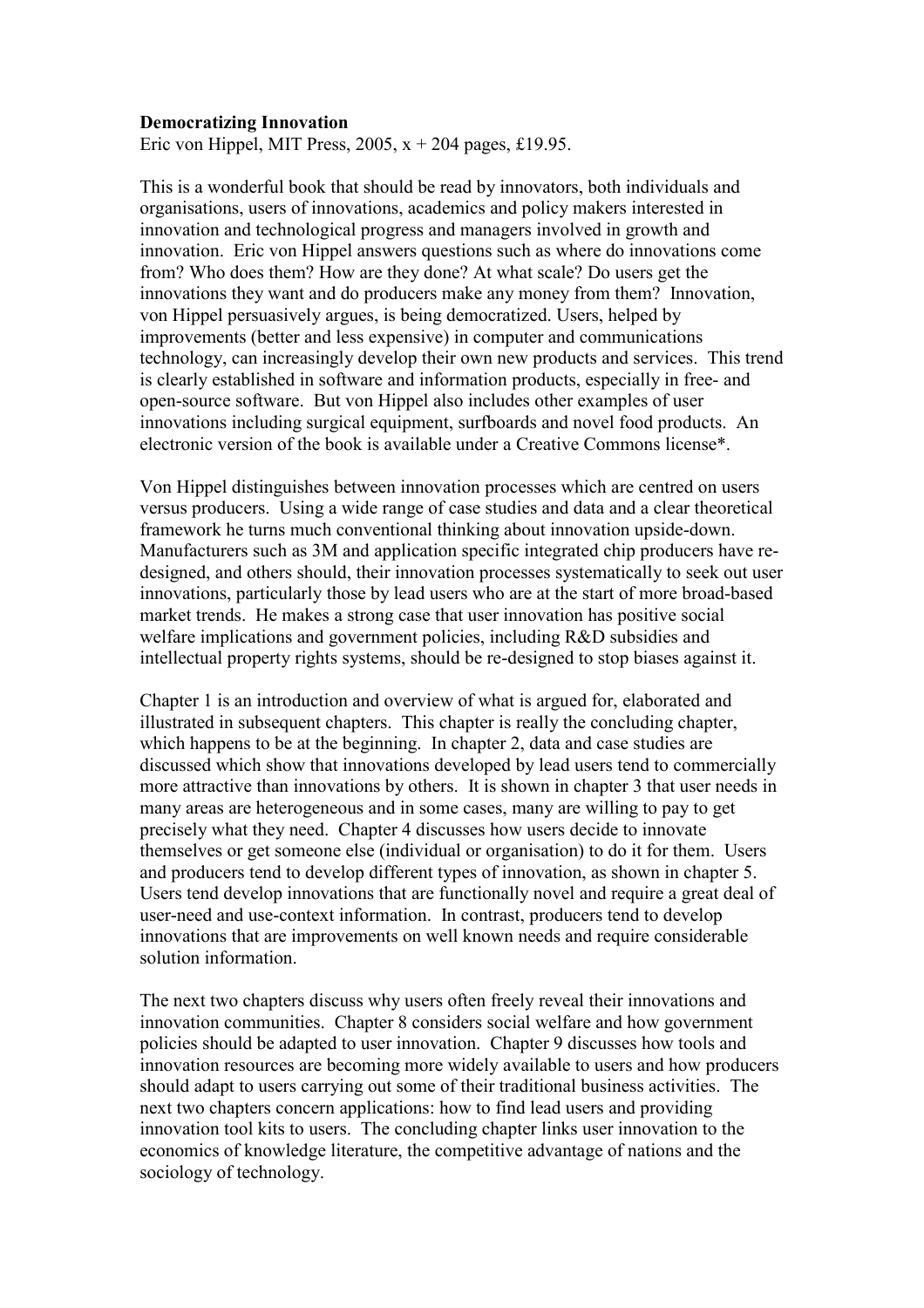**Democratizing Innovation**
Eric von Hippel, MIT Press, 2005, x + 204 pages, £19.95.

This is a wonderful book that should be read by innovators, both individuals and organisations, users of innovations, academics and policy makers interested in innovation and technological progress and managers involved in growth and innovation. Eric von Hippel answers questions such as where do innovations come from? Who does them? How are they done? At what scale? Do users get the innovations they want and do producers make any money from them? Innovation, von Hippel persuasively argues, is being democratized. Users, helped by improvements (better and less expensive) in computer and communications technology, can increasingly develop their own new products and services. This trend is clearly established in software and information products, especially in free- and open-source software. But von Hippel also includes other examples of user innovations including surgical equipment, surfboards and novel food products. An electronic version of the book is available under a Creative Commons license*.

Von Hippel distinguishes between innovation processes which are centred on users versus producers. Using a wide range of case studies and data and a clear theoretical framework he turns much conventional thinking about innovation upside-down. Manufacturers such as 3M and application specific integrated chip producers have re-designed, and others should, their innovation processes systematically to seek out user innovations, particularly those by lead users who are at the start of more broad-based market trends. He makes a strong case that user innovation has positive social welfare implications and government policies, including R&D subsidies and intellectual property rights systems, should be re-designed to stop biases against it.

Chapter 1 is an introduction and overview of what is argued for, elaborated and illustrated in subsequent chapters. This chapter is really the concluding chapter, which happens to be at the beginning. In chapter 2, data and case studies are discussed which show that innovations developed by lead users tend to commercially more attractive than innovations by others. It is shown in chapter 3 that user needs in many areas are heterogeneous and in some cases, many are willing to pay to get precisely what they need. Chapter 4 discusses how users decide to innovate themselves or get someone else (individual or organisation) to do it for them. Users and producers tend to develop different types of innovation, as shown in chapter 5. Users tend develop innovations that are functionally novel and require a great deal of user-need and use-context information. In contrast, producers tend to develop innovations that are improvements on well known needs and require considerable solution information.

The next two chapters discuss why users often freely reveal their innovations and innovation communities. Chapter 8 considers social welfare and how government policies should be adapted to user innovation. Chapter 9 discusses how tools and innovation resources are becoming more widely available to users and how producers should adapt to users carrying out some of their traditional business activities. The next two chapters concern applications: how to find lead users and providing innovation tool kits to users. The concluding chapter links user innovation to the economics of knowledge literature, the competitive advantage of nations and the sociology of technology.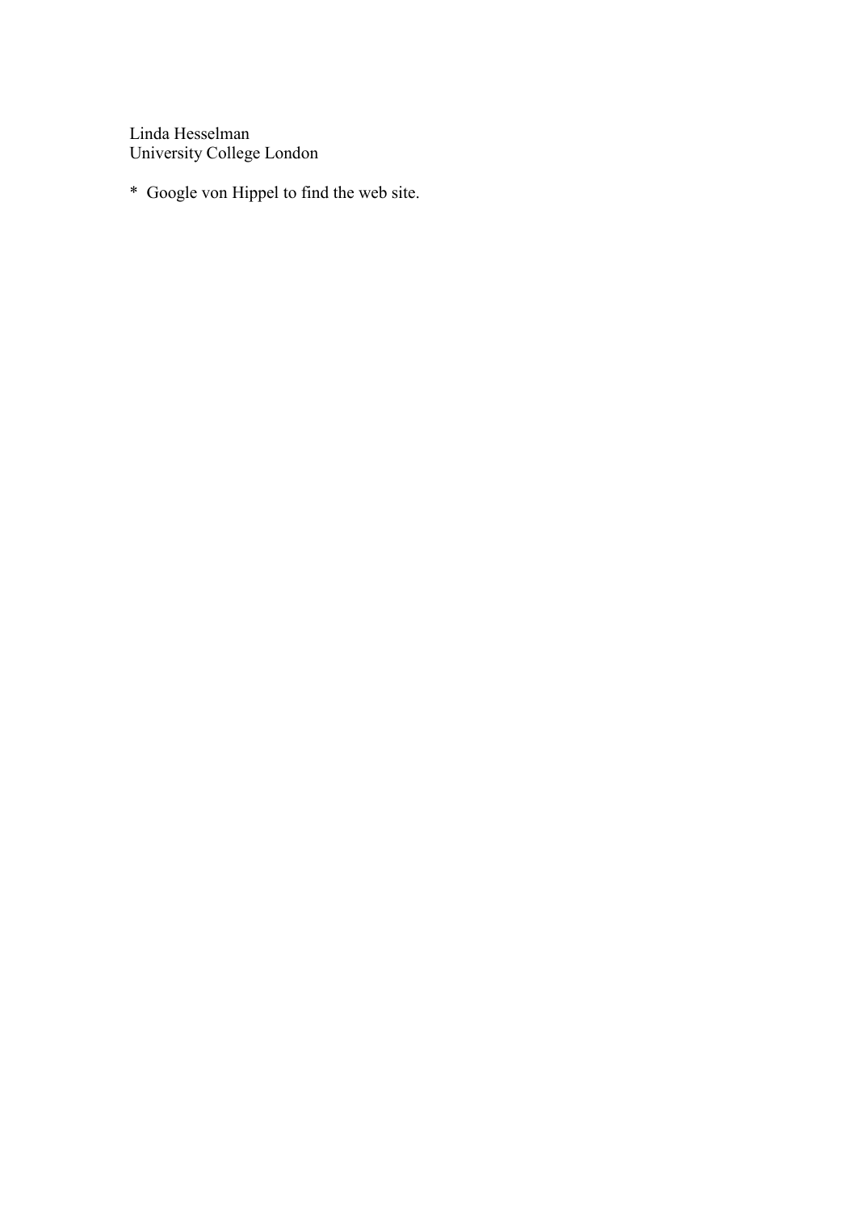Linda Hesselman
University College London

* Google von Hippel to find the web site.